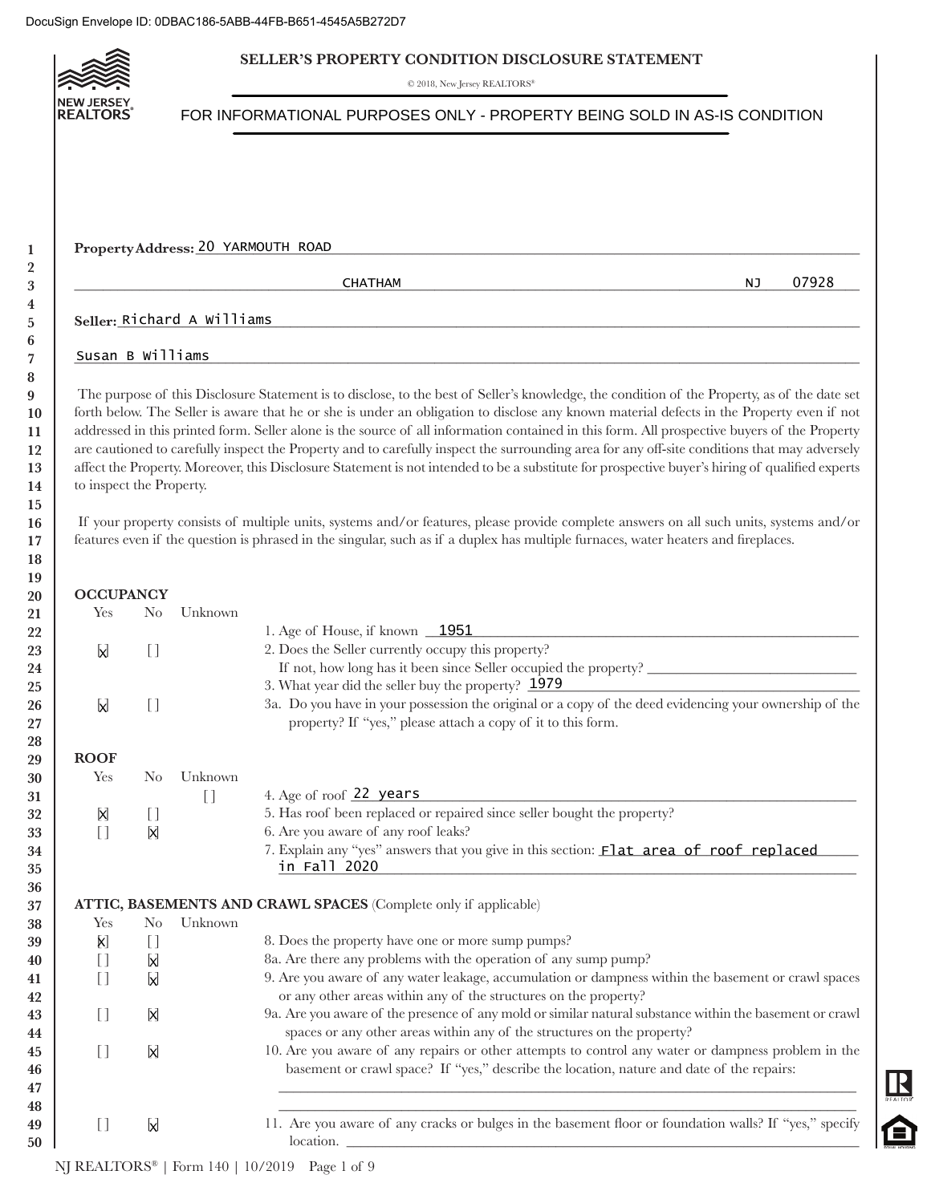DocuSign Envelope ID: 0DBAC186-5ABB-44FB-B651-4545A5B272D7

# SELLER'S PROPERTY CONDITION DISCLOSURE STATEMENT

© 2018, New Jersey REALTORS®

FOR INFORMATIONAL PURPOSES ONLY - PROPERTY BEING SOLD IN AS-IS CONDITION

**Property Address:** 20 YARMOUTH ROAD

CHATHAM NJ 07928

**Seller:** Richard A Williams

Susan B Williams

The purpose of this Disclosure Statement is to disclose, to the best of Seller's knowledge, the condition of the Property, as of the date set forth below. The Seller is aware that he or she is under an obligation to disclose any known material defects in the Property even if not addressed in this printed form. Seller alone is the source of all information contained in this form. All prospective buyers of the Property are cautioned to carefully inspect the Property and to carefully inspect the surrounding area for any off-site conditions that may adversely affect the Property. Moreover, this Disclosure Statement is not intended to be a substitute for prospective buyer's hiring of qualified experts to inspect the Property.

If your property consists of multiple units, systems and/or features, please provide complete answers on all such units, systems and/or features even if the question is phrased in the singular, such as if a duplex has multiple furnaces, water heaters and fireplaces.

## OCCUPANCY

| Yes | No | Unknown | |
|---|---|---|---|
| | | | 1. Age of House, if known 1951 |
| [X] | [ ] | | 2. Does the Seller currently occupy this property? If not, how long has it been since Seller occupied the property? |
| | | | 3. What year did the seller buy the property? 1979 |
| [X] | [ ] | | 3a. Do you have in your possession the original or a copy of the deed evidencing your ownership of the property? If "yes," please attach a copy of it to this form. |

## ROOF

| Yes | No | Unknown | |
|---|---|---|---|
| | | [ ] | 4. Age of roof 22 years |
| [X] | [ ] | | 5. Has roof been replaced or repaired since seller bought the property? |
| [ ] | [X] | | 6. Are you aware of any roof leaks? |
| | | | 7. Explain any "yes" answers that you give in this section: Flat area of roof replaced in Fall 2020 |

## ATTIC, BASEMENTS AND CRAWL SPACES (Complete only if applicable)

| Yes | No | Unknown | |
|---|---|---|---|
| [X] | [ ] | | 8. Does the property have one or more sump pumps? |
| [ ] | [X] | | 8a. Are there any problems with the operation of any sump pump? |
| [ ] | [X] | | 9. Are you aware of any water leakage, accumulation or dampness within the basement or crawl spaces or any other areas within any of the structures on the property? |
| [ ] | [X] | | 9a. Are you aware of the presence of any mold or similar natural substance within the basement or crawl spaces or any other areas within any of the structures on the property? |
| [ ] | [X] | | 10. Are you aware of any repairs or other attempts to control any water or dampness problem in the basement or crawl space? If "yes," describe the location, nature and date of the repairs: |
| [ ] | [X] | | 11. Are you aware of any cracks or bulges in the basement floor or foundation walls? If "yes," specify location. |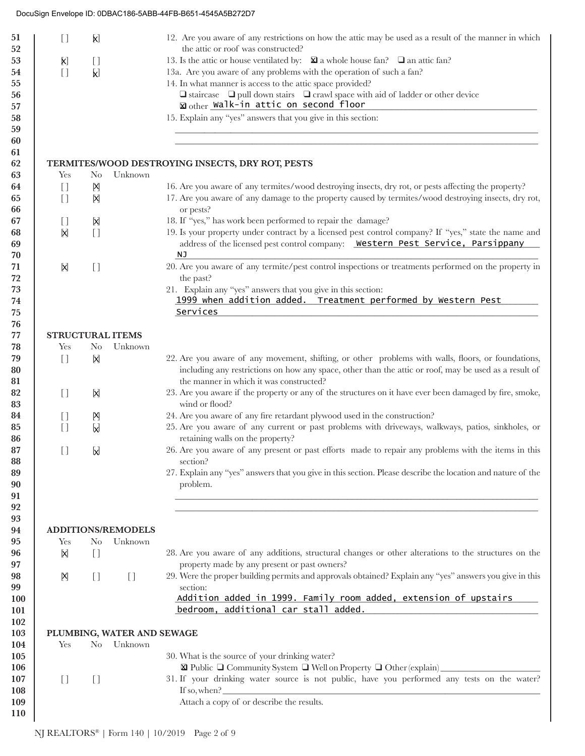DocuSign Envelope ID: 0DBAC186-5ABB-44FB-B651-4545A5B272D7

| Line | Yes | No | Unknown | Question |
|---|---|---|---|---|
| 51–52 | [ ] | [X] | | 12. Are you aware of any restrictions on how the attic may be used as a result of the manner in which the attic or roof was constructed? |
| 53 | [X] | [ ] | | 13. Is the attic or house ventilated by: ☒ a whole house fan? ❑ an attic fan? |
| 54 | [ ] | [X] | | 13a. Are you aware of any problems with the operation of such a fan? |
| 55–57 | | | | 14. In what manner is access to the attic space provided? ❑ staircase ❑ pull down stairs ❑ crawl space with aid of ladder or other device ☒ other Walk-in attic on second floor |
| 58–60 | | | | 15. Explain any "yes" answers that you give in this section: |

## TERMITES/WOOD DESTROYING INSECTS, DRY ROT, PESTS

| Line | Yes | No | Unknown | Question |
|---|---|---|---|---|
| 64 | [ ] | [X] | | 16. Are you aware of any termites/wood destroying insects, dry rot, or pests affecting the property? |
| 65–66 | [ ] | [X] | | 17. Are you aware of any damage to the property caused by termites/wood destroying insects, dry rot, or pests? |
| 67 | [ ] | [X] | | 18. If "yes," has work been performed to repair the damage? |
| 68–70 | [X] | [ ] | | 19. Is your property under contract by a licensed pest control company? If "yes," state the name and address of the licensed pest control company: Western Pest Service, Parsippany NJ |
| 71–72 | [X] | [ ] | | 20. Are you aware of any termite/pest control inspections or treatments performed on the property in the past? |
| 73–75 | | | | 21. Explain any "yes" answers that you give in this section: 1999 when addition added. Treatment performed by Western Pest Services |

## STRUCTURAL ITEMS

| Line | Yes | No | Unknown | Question |
|---|---|---|---|---|
| 79–81 | [ ] | [X] | | 22. Are you aware of any movement, shifting, or other problems with walls, floors, or foundations, including any restrictions on how any space, other than the attic or roof, may be used as a result of the manner in which it was constructed? |
| 82–83 | [ ] | [X] | | 23. Are you aware if the property or any of the structures on it have ever been damaged by fire, smoke, wind or flood? |
| 84 | [ ] | [X] | | 24. Are you aware of any fire retardant plywood used in the construction? |
| 85–86 | [ ] | [X] | | 25. Are you aware of any current or past problems with driveways, walkways, patios, sinkholes, or retaining walls on the property? |
| 87–88 | [ ] | [X] | | 26. Are you aware of any present or past efforts made to repair any problems with the items in this section? |
| 89–92 | | | | 27. Explain any "yes" answers that you give in this section. Please describe the location and nature of the problem. |

## ADDITIONS/REMODELS

| Line | Yes | No | Unknown | Question |
|---|---|---|---|---|
| 96–97 | [X] | [ ] | | 28. Are you aware of any additions, structural changes or other alterations to the structures on the property made by any present or past owners? |
| 98–101 | [X] | [ ] | [ ] | 29. Were the proper building permits and approvals obtained? Explain any "yes" answers you give in this section: Addition added in 1999. Family room added, extension of upstairs bedroom, additional car stall added. |

## PLUMBING, WATER AND SEWAGE

| Line | Yes | No | Unknown | Question |
|---|---|---|---|---|
| 105–106 | | | | 30. What is the source of your drinking water? ☒ Public ❑ Community System ❑ Well on Property ❑ Other (explain) |
| 107–109 | [ ] | [ ] | | 31. If your drinking water source is not public, have you performed any tests on the water? If so, when? Attach a copy of or describe the results. |

NJ REALTORS® | Form 140 | 10/2019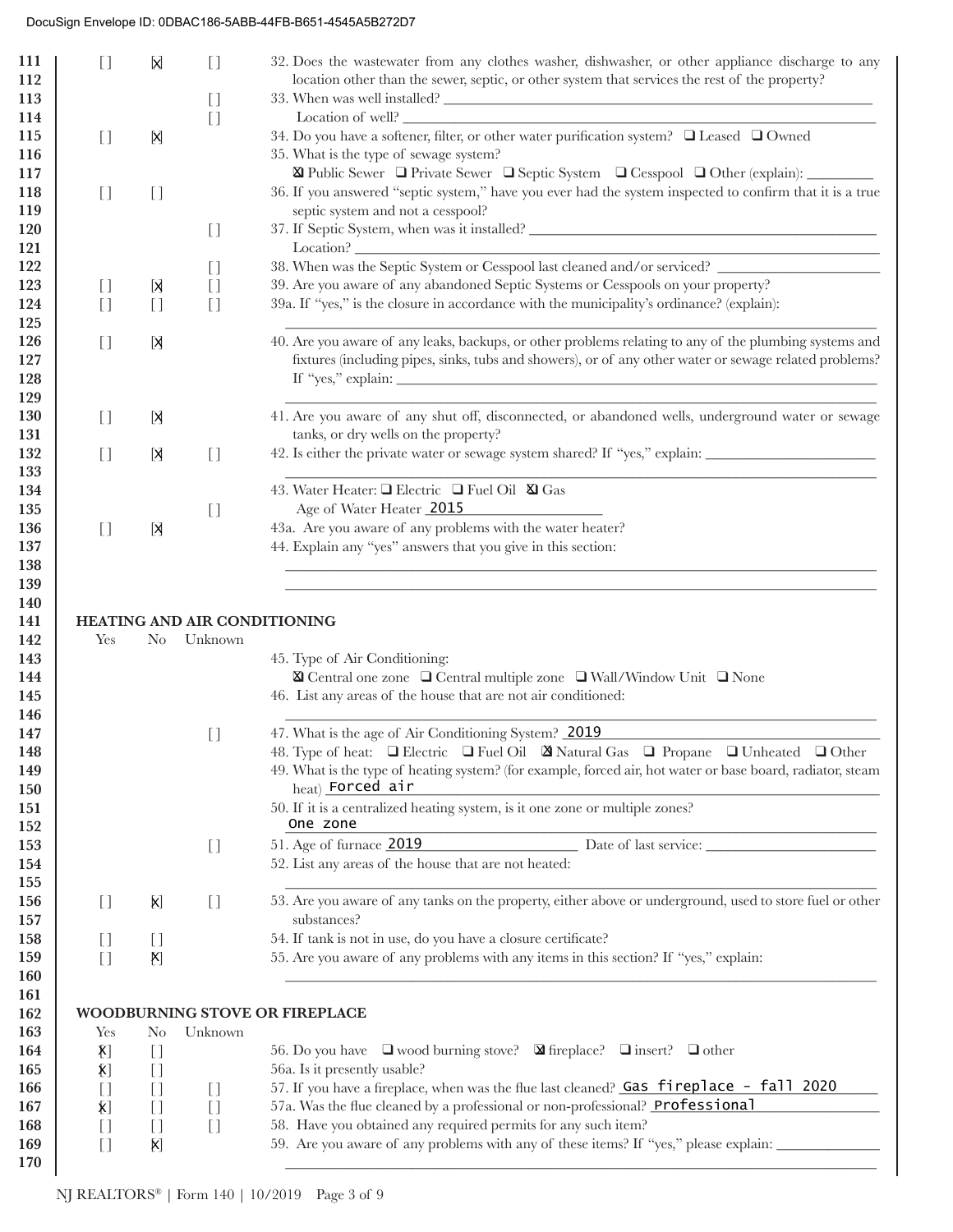DocuSign Envelope ID: 0DBAC186-5ABB-44FB-B651-4545A5B272D7

| Line | Yes | No | Unknown | Question |
|---|---|---|---|---|
| 111-112 | [ ] | [X] | [ ] | 32. Does the wastewater from any clothes washer, dishwasher, or other appliance discharge to any location other than the sewer, septic, or other system that services the rest of the property? |
| 113 | | | [ ] | 33. When was well installed? ______ |
| 114 | | | [ ] | Location of well? ______ |
| 115 | [ ] | [X] | | 34. Do you have a softener, filter, or other water purification system? ☐ Leased ☐ Owned |
| 116-117 | | | | 35. What is the type of sewage system? ☒ Public Sewer ☐ Private Sewer ☐ Septic System ☐ Cesspool ☐ Other (explain): ______ |
| 118-119 | [ ] | [ ] | | 36. If you answered "septic system," have you ever had the system inspected to confirm that it is a true septic system and not a cesspool? |
| 120-121 | | | [ ] | 37. If Septic System, when was it installed? ______ Location? ______ |
| 122 | | | [ ] | 38. When was the Septic System or Cesspool last cleaned and/or serviced? ______ |
| 123 | [ ] | [X] | [ ] | 39. Are you aware of any abandoned Septic Systems or Cesspools on your property? |
| 124-125 | [ ] | [ ] | [ ] | 39a. If "yes," is the closure in accordance with the municipality's ordinance? (explain): ______ |
| 126-129 | [ ] | [X] | | 40. Are you aware of any leaks, backups, or other problems relating to any of the plumbing systems and fixtures (including pipes, sinks, tubs and showers), or of any other water or sewage related problems? If "yes," explain: ______ |
| 130-131 | [ ] | [X] | | 41. Are you aware of any shut off, disconnected, or abandoned wells, underground water or sewage tanks, or dry wells on the property? |
| 132-133 | [ ] | [X] | [ ] | 42. Is either the private water or sewage system shared? If "yes," explain: ______ |
| 134 | | | | 43. Water Heater: ☐ Electric ☐ Fuel Oil ☒ Gas |
| 135 | | | [ ] | Age of Water Heater 2015 |
| 136 | [ ] | [X] | | 43a. Are you aware of any problems with the water heater? |
| 137-139 | | | | 44. Explain any "yes" answers that you give in this section: ______ |

## HEATING AND AIR CONDITIONING

| Line | Yes | No | Unknown | Question |
|---|---|---|---|---|
| 143-144 | | | | 45. Type of Air Conditioning: ☒ Central one zone ☐ Central multiple zone ☐ Wall/Window Unit ☐ None |
| 145-146 | | | | 46. List any areas of the house that are not air conditioned: ______ |
| 147 | | | [ ] | 47. What is the age of Air Conditioning System? 2019 |
| 148 | | | | 48. Type of heat: ☐ Electric ☐ Fuel Oil ☒ Natural Gas ☐ Propane ☐ Unheated ☐ Other |
| 149-150 | | | | 49. What is the type of heating system? (for example, forced air, hot water or base board, radiator, steam heat) Forced air |
| 151-152 | | | | 50. If it is a centralized heating system, is it one zone or multiple zones? One zone |
| 153 | | | [ ] | 51. Age of furnace 2019 Date of last service: ______ |
| 154-155 | | | | 52. List any areas of the house that are not heated: ______ |
| 156-157 | [ ] | [X] | [ ] | 53. Are you aware of any tanks on the property, either above or underground, used to store fuel or other substances? |
| 158 | [ ] | [ ] | | 54. If tank is not in use, do you have a closure certificate? |
| 159-160 | [ ] | [X] | | 55. Are you aware of any problems with any items in this section? If "yes," explain: ______ |

## WOODBURNING STOVE OR FIREPLACE

| Line | Yes | No | Unknown | Question |
|---|---|---|---|---|
| 164 | [X] | [ ] | | 56. Do you have ☐ wood burning stove? ☒ fireplace? ☐ insert? ☐ other |
| 165 | [X] | [ ] | | 56a. Is it presently usable? |
| 166 | [ ] | [ ] | [ ] | 57. If you have a fireplace, when was the flue last cleaned? Gas fireplace - fall 2020 |
| 167 | [X] | [ ] | [ ] | 57a. Was the flue cleaned by a professional or non-professional? Professional |
| 168 | [ ] | [ ] | [ ] | 58. Have you obtained any required permits for any such item? |
| 169-170 | [ ] | [X] | | 59. Are you aware of any problems with any of these items? If "yes," please explain: ______ |

NJ REALTORS® | Form 140 | 10/2019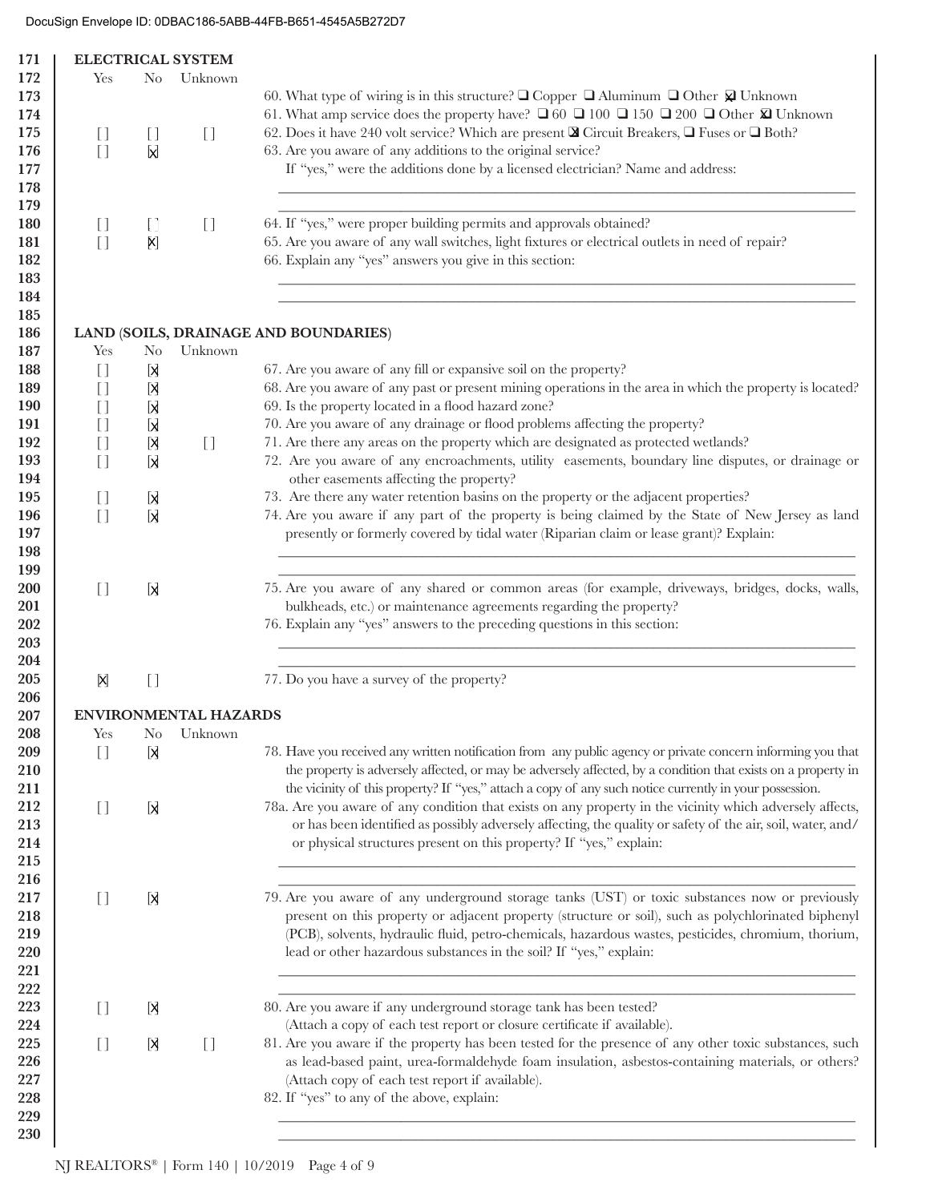DocuSign Envelope ID: 0DBAC186-5ABB-44FB-B651-4545A5B272D7

## ELECTRICAL SYSTEM

| Line | Yes | No | Unknown | Question |
|---|---|---|---|---|
| 172 | Yes | No | Unknown | |
| 173 | | | | 60. What type of wiring is in this structure? ❑ Copper ❑ Aluminum ❑ Other ☒ Unknown |
| 174 | | | | 61. What amp service does the property have? ❑ 60 ❑ 100 ❑ 150 ❑ 200 ❑ Other ☒ Unknown |
| 175 | [ ] | [ ] | [ ] | 62. Does it have 240 volt service? Which are present ☒ Circuit Breakers, ❑ Fuses or ❑ Both? |
| 176 | [ ] | [X] | | 63. Are you aware of any additions to the original service? |
| 177 | | | | If "yes," were the additions done by a licensed electrician? Name and address: |
| 178 | | | | ______________________________________________ |
| 179 | | | | ______________________________________________ |
| 180 | [ ] | [ ] | [ ] | 64. If "yes," were proper building permits and approvals obtained? |
| 181 | [ ] | [X] | | 65. Are you aware of any wall switches, light fixtures or electrical outlets in need of repair? |
| 182 | | | | 66. Explain any "yes" answers you give in this section: |
| 183 | | | | ______________________________________________ |
| 184 | | | | ______________________________________________ |

## LAND (SOILS, DRAINAGE AND BOUNDARIES)

| Line | Yes | No | Unknown | Question |
|---|---|---|---|---|
| 187 | Yes | No | Unknown | |
| 188 | [ ] | [X] | | 67. Are you aware of any fill or expansive soil on the property? |
| 189 | [ ] | [X] | | 68. Are you aware of any past or present mining operations in the area in which the property is located? |
| 190 | [ ] | [X] | | 69. Is the property located in a flood hazard zone? |
| 191 | [ ] | [X] | | 70. Are you aware of any drainage or flood problems affecting the property? |
| 192 | [ ] | [X] | [ ] | 71. Are there any areas on the property which are designated as protected wetlands? |
| 193–194 | [ ] | [X] | | 72. Are you aware of any encroachments, utility easements, boundary line disputes, or drainage or other easements affecting the property? |
| 195 | [ ] | [X] | | 73. Are there any water retention basins on the property or the adjacent properties? |
| 196–197 | [ ] | [X] | | 74. Are you aware if any part of the property is being claimed by the State of New Jersey as land presently or formerly covered by tidal water (Riparian claim or lease grant)? Explain: |
| 198 | | | | ______________________________________________ |
| 199 | | | | ______________________________________________ |
| 200–201 | [ ] | [X] | | 75. Are you aware of any shared or common areas (for example, driveways, bridges, docks, walls, bulkheads, etc.) or maintenance agreements regarding the property? |
| 202 | | | | 76. Explain any "yes" answers to the preceding questions in this section: |
| 203 | | | | ______________________________________________ |
| 204 | | | | ______________________________________________ |
| 205 | [X] | [ ] | | 77. Do you have a survey of the property? |

## ENVIRONMENTAL HAZARDS

| Line | Yes | No | Unknown | Question |
|---|---|---|---|---|
| 208 | Yes | No | Unknown | |
| 209–211 | [ ] | [X] | | 78. Have you received any written notification from any public agency or private concern informing you that the property is adversely affected, or may be adversely affected, by a condition that exists on a property in the vicinity of this property? If "yes," attach a copy of any such notice currently in your possession. |
| 212–214 | [ ] | [X] | | 78a. Are you aware of any condition that exists on any property in the vicinity which adversely affects, or has been identified as possibly adversely affecting, the quality or safety of the air, soil, water, and/or physical structures present on this property? If "yes," explain: |
| 215 | | | | ______________________________________________ |
| 216 | | | | ______________________________________________ |
| 217–220 | [ ] | [X] | | 79. Are you aware of any underground storage tanks (UST) or toxic substances now or previously present on this property or adjacent property (structure or soil), such as polychlorinated biphenyl (PCB), solvents, hydraulic fluid, petro-chemicals, hazardous wastes, pesticides, chromium, thorium, lead or other hazardous substances in the soil? If "yes," explain: |
| 221 | | | | ______________________________________________ |
| 222 | | | | ______________________________________________ |
| 223–224 | [ ] | [X] | | 80. Are you aware if any underground storage tank has been tested? (Attach a copy of each test report or closure certificate if available). |
| 225–227 | [ ] | [X] | [ ] | 81. Are you aware if the property has been tested for the presence of any other toxic substances, such as lead-based paint, urea-formaldehyde foam insulation, asbestos-containing materials, or others? (Attach copy of each test report if available). |
| 228 | | | | 82. If "yes" to any of the above, explain: |
| 229 | | | | ______________________________________________ |
| 230 | | | | ______________________________________________ |

NJ REALTORS® | Form 140 | 10/2019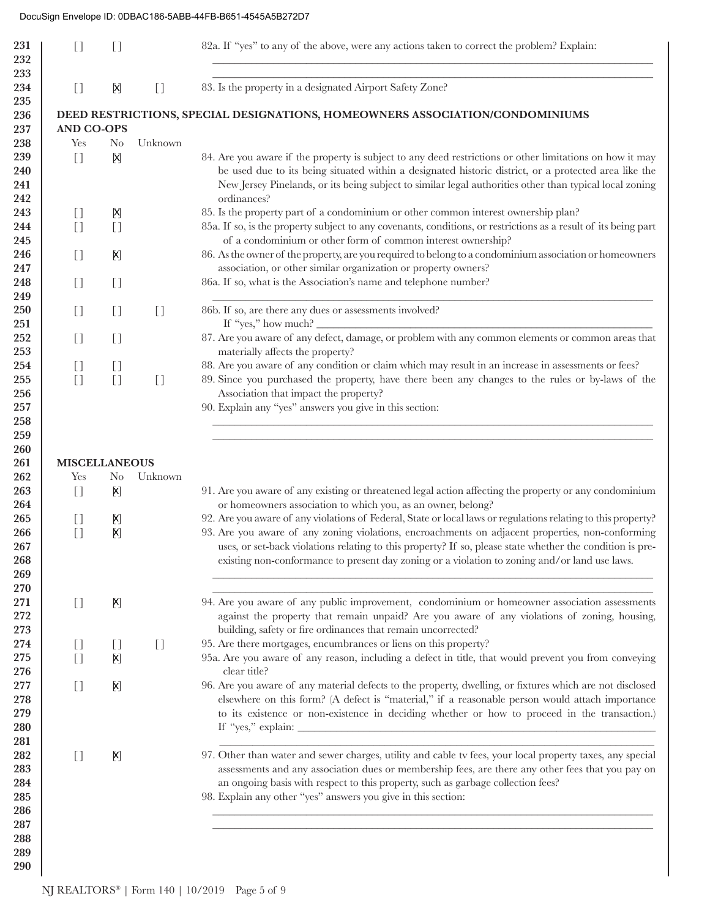| Yes | No | Unknown | |
|---|---|---|---|
| [ ] | [ ] | | 82a. If "yes" to any of the above, were any actions taken to correct the problem? Explain: ___ |
| [ ] | [X] | [ ] | 83. Is the property in a designated Airport Safety Zone? |

## DEED RESTRICTIONS, SPECIAL DESIGNATIONS, HOMEOWNERS ASSOCIATION/CONDOMINIUMS AND CO-OPS

| Yes | No | Unknown | |
|---|---|---|---|
| [ ] | [X] | | 84. Are you aware if the property is subject to any deed restrictions or other limitations on how it may be used due to its being situated within a designated historic district, or a protected area like the New Jersey Pinelands, or its being subject to similar legal authorities other than typical local zoning ordinances? |
| [ ] | [X] | | 85. Is the property part of a condominium or other common interest ownership plan? |
| [ ] | [ ] | | 85a. If so, is the property subject to any covenants, conditions, or restrictions as a result of its being part of a condominium or other form of common interest ownership? |
| [ ] | [X] | | 86. As the owner of the property, are you required to belong to a condominium association or homeowners association, or other similar organization or property owners? |
| [ ] | [ ] | | 86a. If so, what is the Association's name and telephone number? ___ |
| [ ] | [ ] | [ ] | 86b. If so, are there any dues or assessments involved? If "yes," how much? ___ |
| [ ] | [ ] | | 87. Are you aware of any defect, damage, or problem with any common elements or common areas that materially affects the property? |
| [ ] | [ ] | | 88. Are you aware of any condition or claim which may result in an increase in assessments or fees? |
| [ ] | [ ] | [ ] | 89. Since you purchased the property, have there been any changes to the rules or by-laws of the Association that impact the property? |
| | | | 90. Explain any "yes" answers you give in this section: ___ |

## MISCELLANEOUS

| Yes | No | Unknown | |
|---|---|---|---|
| [ ] | [X] | | 91. Are you aware of any existing or threatened legal action affecting the property or any condominium or homeowners association to which you, as an owner, belong? |
| [ ] | [X] | | 92. Are you aware of any violations of Federal, State or local laws or regulations relating to this property? |
| [ ] | [X] | | 93. Are you aware of any zoning violations, encroachments on adjacent properties, non-conforming uses, or set-back violations relating to this property? If so, please state whether the condition is pre-existing non-conformance to present day zoning or a violation to zoning and/or land use laws. ___ |
| [ ] | [X] | | 94. Are you aware of any public improvement, condominium or homeowner association assessments against the property that remain unpaid? Are you aware of any violations of zoning, housing, building, safety or fire ordinances that remain uncorrected? |
| [ ] | [ ] | [ ] | 95. Are there mortgages, encumbrances or liens on this property? |
| [ ] | [X] | | 95a. Are you aware of any reason, including a defect in title, that would prevent you from conveying clear title? |
| [ ] | [X] | | 96. Are you aware of any material defects to the property, dwelling, or fixtures which are not disclosed elsewhere on this form? (A defect is "material," if a reasonable person would attach importance to its existence or non-existence in deciding whether or how to proceed in the transaction.) If "yes," explain: ___ |
| [ ] | [X] | | 97. Other than water and sewer charges, utility and cable tv fees, your local property taxes, any special assessments and any association dues or membership fees, are there any other fees that you pay on an ongoing basis with respect to this property, such as garbage collection fees? |
| | | | 98. Explain any other "yes" answers you give in this section: ___ |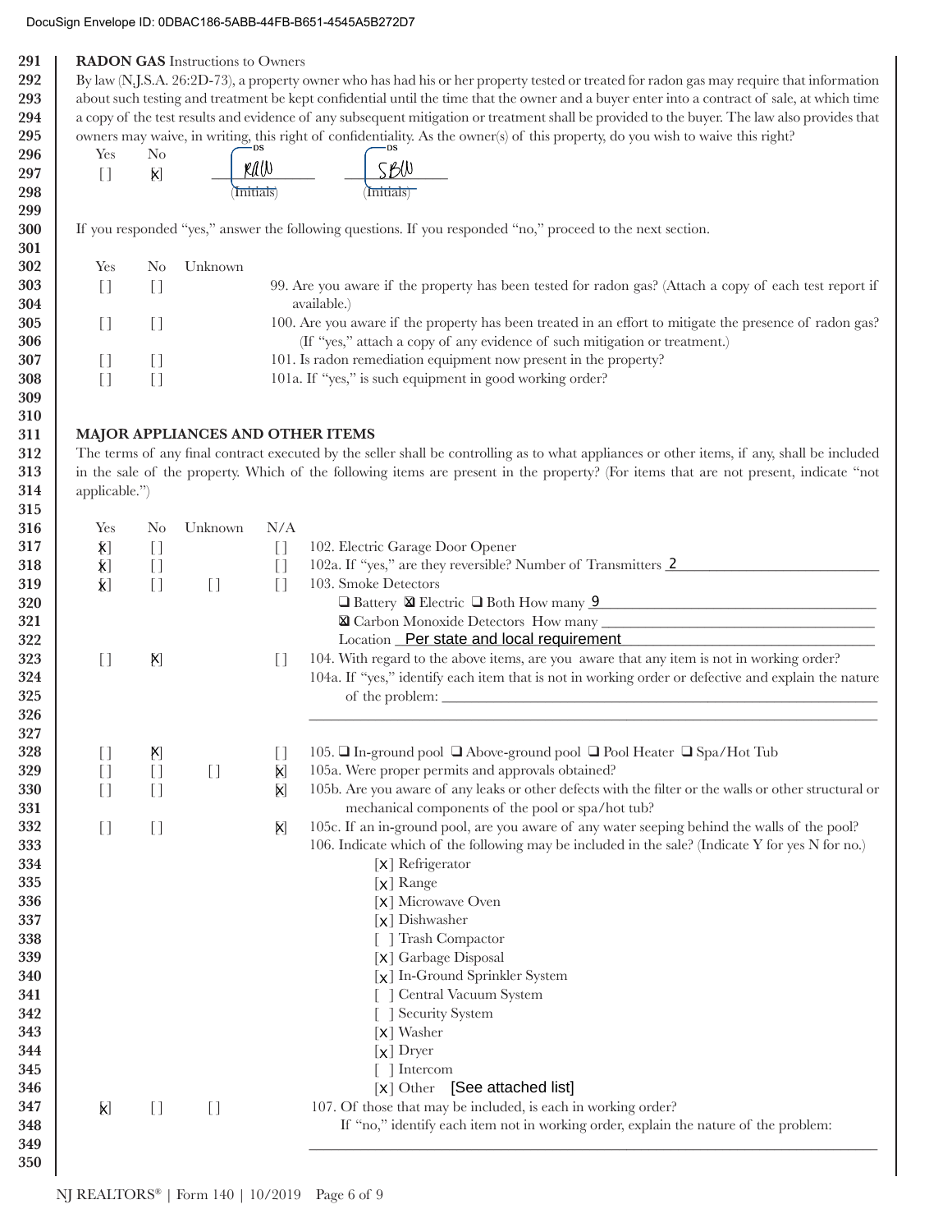DocuSign Envelope ID: 0DBAC186-5ABB-44FB-B651-4545A5B272D7

**RADON GAS** Instructions to Owners

By law (N.J.S.A. 26:2D-73), a property owner who has had his or her property tested or treated for radon gas may require that information about such testing and treatment be kept confidential until the time that the owner and a buyer enter into a contract of sale, at which time a copy of the test results and evidence of any subsequent mitigation or treatment shall be provided to the buyer. The law also provides that owners may waive, in writing, this right of confidentiality. As the owner(s) of this property, do you wish to waive this right?

| Yes | No | | |
|---|---|---|---|
| [ ] | [X] | RAW (Initials) | SBW (Initials) |

If you responded "yes," answer the following questions. If you responded "no," proceed to the next section.

| Yes | No | Unknown | |
|---|---|---|---|
| [ ] | [ ] | | 99. Are you aware if the property has been tested for radon gas? (Attach a copy of each test report if available.) |
| [ ] | [ ] | | 100. Are you aware if the property has been treated in an effort to mitigate the presence of radon gas? (If "yes," attach a copy of any evidence of such mitigation or treatment.) |
| [ ] | [ ] | | 101. Is radon remediation equipment now present in the property? |
| [ ] | [ ] | | 101a. If "yes," is such equipment in good working order? |

**MAJOR APPLIANCES AND OTHER ITEMS**

The terms of any final contract executed by the seller shall be controlling as to what appliances or other items, if any, shall be included in the sale of the property. Which of the following items are present in the property? (For items that are not present, indicate "not applicable.")

| Yes | No | Unknown | N/A | |
|---|---|---|---|---|
| [X] | [ ] | | [ ] | 102. Electric Garage Door Opener |
| [X] | [ ] | | [ ] | 102a. If "yes," are they reversible? Number of Transmitters 2 |
| [X] | [ ] | [ ] | [ ] | 103. Smoke Detectors<br>❑ Battery ☒ Electric ❑ Both How many 9<br>☒ Carbon Monoxide Detectors How many \_\_\_\_<br>Location Per state and local requirement |
| [ ] | [X] | | [ ] | 104. With regard to the above items, are you aware that any item is not in working order?<br>104a. If "yes," identify each item that is not in working order or defective and explain the nature of the problem: \_\_\_\_ |
| [ ] | [X] | | [ ] | 105. ❑ In-ground pool ❑ Above-ground pool ❑ Pool Heater ❑ Spa/Hot Tub |
| [ ] | [ ] | [ ] | [X] | 105a. Were proper permits and approvals obtained? |
| [ ] | [ ] | | [X] | 105b. Are you aware of any leaks or other defects with the filter or the walls or other structural or mechanical components of the pool or spa/hot tub? |
| [ ] | [ ] | | [X] | 105c. If an in-ground pool, are you aware of any water seeping behind the walls of the pool? |

106. Indicate which of the following may be included in the sale? (Indicate Y for yes N for no.)

- [X] Refrigerator
- [X] Range
- [X] Microwave Oven
- [X] Dishwasher
- [ ] Trash Compactor
- [X] Garbage Disposal
- [X] In-Ground Sprinkler System
- [ ] Central Vacuum System
- [ ] Security System
- [X] Washer
- [X] Dryer
- [ ] Intercom
- [X] Other [See attached list]

| Yes | No | Unknown | |
|---|---|---|---|
| [X] | [ ] | [ ] | 107. Of those that may be included, is each in working order?<br>If "no," identify each item not in working order, explain the nature of the problem: \_\_\_\_ |

NJ REALTORS® | Form 140 | 10/2019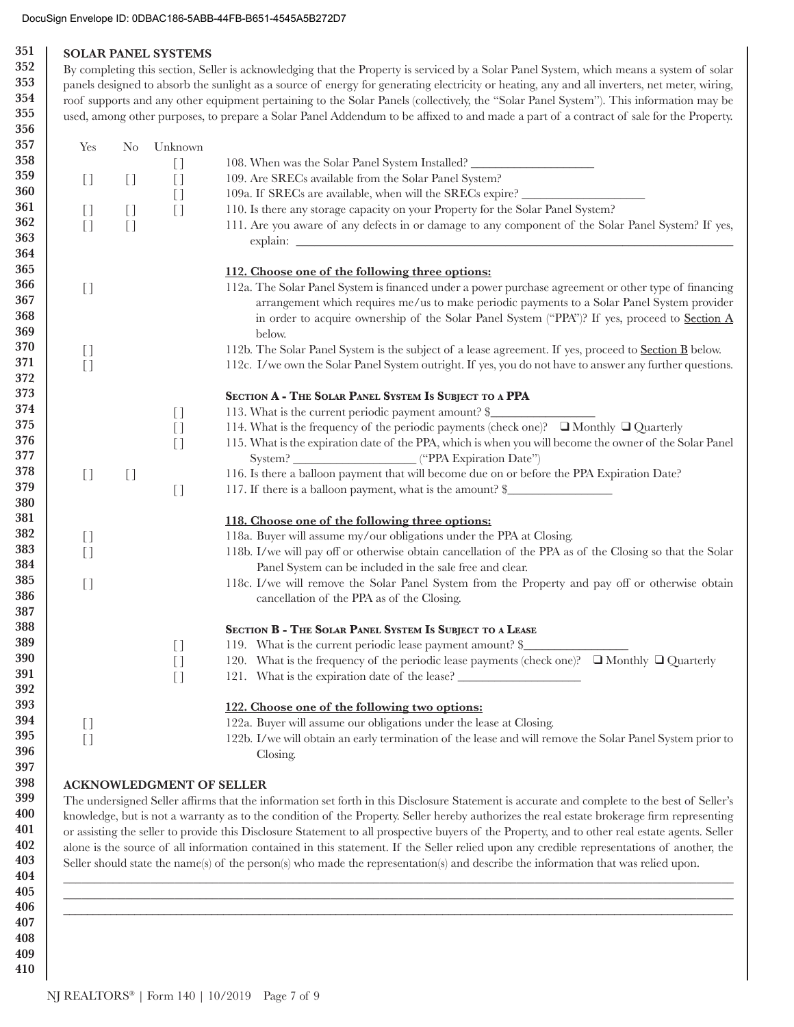DocuSign Envelope ID: 0DBAC186-5ABB-44FB-B651-4545A5B272D7

## SOLAR PANEL SYSTEMS

By completing this section, Seller is acknowledging that the Property is serviced by a Solar Panel System, which means a system of solar panels designed to absorb the sunlight as a source of energy for generating electricity or heating, any and all inverters, net meter, wiring, roof supports and any other equipment pertaining to the Solar Panels (collectively, the "Solar Panel System"). This information may be used, among other purposes, to prepare a Solar Panel Addendum to be affixed to and made a part of a contract of sale for the Property.

| Yes | No | Unknown | |
|---|---|---|---|
| | | [ ] | 108. When was the Solar Panel System Installed? ____________________ |
| [ ] | [ ] | [ ] | 109. Are SRECs available from the Solar Panel System? |
| | | [ ] | 109a. If SRECs are available, when will the SRECs expire? ____________________ |
| [ ] | [ ] | [ ] | 110. Is there any storage capacity on your Property for the Solar Panel System? |
| [ ] | [ ] | | 111. Are you aware of any defects in or damage to any component of the Solar Panel System? If yes, explain: ____________________ |

**112. Choose one of the following three options:**

| Yes | No | Unknown | |
|---|---|---|---|
| [ ] | | | 112a. The Solar Panel System is financed under a power purchase agreement or other type of financing arrangement which requires me/us to make periodic payments to a Solar Panel System provider in order to acquire ownership of the Solar Panel System ("PPA")? If yes, proceed to Section A below. |
| [ ] | | | 112b. The Solar Panel System is the subject of a lease agreement. If yes, proceed to Section B below. |
| [ ] | | | 112c. I/we own the Solar Panel System outright. If yes, you do not have to answer any further questions. |

### SECTION A - THE SOLAR PANEL SYSTEM IS SUBJECT TO A PPA

| Yes | No | Unknown | |
|---|---|---|---|
| | | [ ] | 113. What is the current periodic payment amount? $________________ |
| | | [ ] | 114. What is the frequency of the periodic payments (check one)? ❑ Monthly ❑ Quarterly |
| | | [ ] | 115. What is the expiration date of the PPA, which is when you will become the owner of the Solar Panel System? ____________________ ("PPA Expiration Date") |
| [ ] | [ ] | | 116. Is there a balloon payment that will become due on or before the PPA Expiration Date? |
| | | [ ] | 117. If there is a balloon payment, what is the amount? $________________ |

**118. Choose one of the following three options:**

| Yes | No | Unknown | |
|---|---|---|---|
| [ ] | | | 118a. Buyer will assume my/our obligations under the PPA at Closing. |
| [ ] | | | 118b. I/we will pay off or otherwise obtain cancellation of the PPA as of the Closing so that the Solar Panel System can be included in the sale free and clear. |
| [ ] | | | 118c. I/we will remove the Solar Panel System from the Property and pay off or otherwise obtain cancellation of the PPA as of the Closing. |

### SECTION B - THE SOLAR PANEL SYSTEM IS SUBJECT TO A LEASE

| Yes | No | Unknown | |
|---|---|---|---|
| | | [ ] | 119. What is the current periodic lease payment amount? $________________ |
| | | [ ] | 120. What is the frequency of the periodic lease payments (check one)? ❑ Monthly ❑ Quarterly |
| | | [ ] | 121. What is the expiration date of the lease? ____________________ |

**122. Choose one of the following two options:**

| Yes | No | Unknown | |
|---|---|---|---|
| [ ] | | | 122a. Buyer will assume our obligations under the lease at Closing. |
| [ ] | | | 122b. I/we will obtain an early termination of the lease and will remove the Solar Panel System prior to Closing. |

## ACKNOWLEDGMENT OF SELLER

The undersigned Seller affirms that the information set forth in this Disclosure Statement is accurate and complete to the best of Seller's knowledge, but is not a warranty as to the condition of the Property. Seller hereby authorizes the real estate brokerage firm representing or assisting the seller to provide this Disclosure Statement to all prospective buyers of the Property, and to other real estate agents. Seller alone is the source of all information contained in this statement. If the Seller relied upon any credible representations of another, the Seller should state the name(s) of the person(s) who made the representation(s) and describe the information that was relied upon.

________________________________________________________________________________

________________________________________________________________________________

________________________________________________________________________________

NJ REALTORS® | Form 140 | 10/2019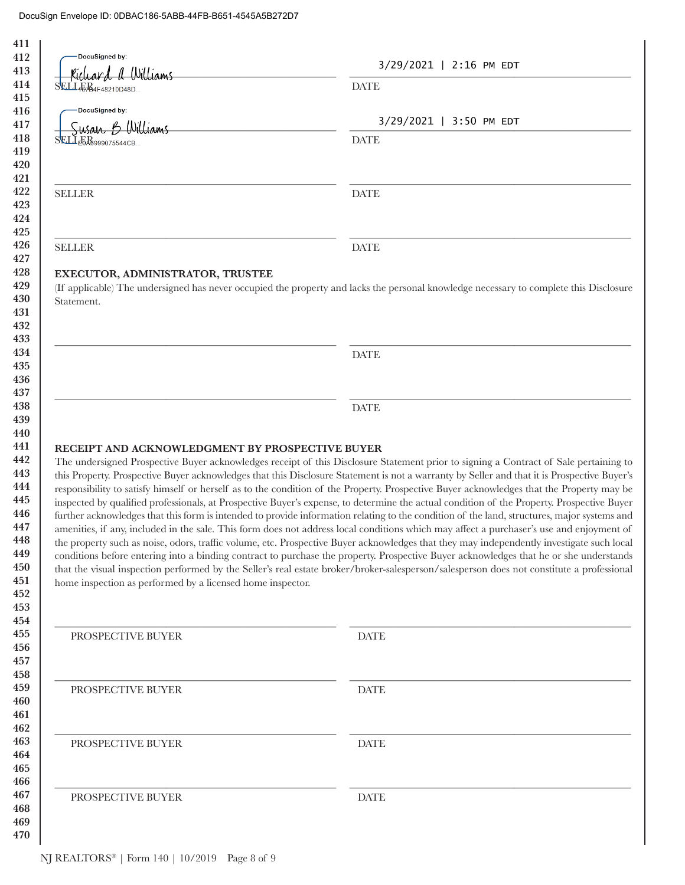DocuSign Envelope ID: 0DBAC186-5ABB-44FB-B651-4545A5B272D7

DocuSigned by: Richard A Williams — 16764F48210D48D

SELLER

3/29/2021 | 2:16 PM EDT

DATE

DocuSigned by: Susan B Williams — E0A5999075544CB

SELLER

3/29/2021 | 3:50 PM EDT

DATE

SELLER ____________________ DATE ____________________

SELLER ____________________ DATE ____________________

**EXECUTOR, ADMINISTRATOR, TRUSTEE**

(If applicable) The undersigned has never occupied the property and lacks the personal knowledge necessary to complete this Disclosure Statement.

____________________ DATE ____________________

____________________ DATE ____________________

**RECEIPT AND ACKNOWLEDGMENT BY PROSPECTIVE BUYER**

The undersigned Prospective Buyer acknowledges receipt of this Disclosure Statement prior to signing a Contract of Sale pertaining to this Property. Prospective Buyer acknowledges that this Disclosure Statement is not a warranty by Seller and that it is Prospective Buyer's responsibility to satisfy himself or herself as to the condition of the Property. Prospective Buyer acknowledges that the Property may be inspected by qualified professionals, at Prospective Buyer's expense, to determine the actual condition of the Property. Prospective Buyer further acknowledges that this form is intended to provide information relating to the condition of the land, structures, major systems and amenities, if any, included in the sale. This form does not address local conditions which may affect a purchaser's use and enjoyment of the property such as noise, odors, traffic volume, etc. Prospective Buyer acknowledges that they may independently investigate such local conditions before entering into a binding contract to purchase the property. Prospective Buyer acknowledges that he or she understands that the visual inspection performed by the Seller's real estate broker/broker-salesperson/salesperson does not constitute a professional home inspection as performed by a licensed home inspector.

PROSPECTIVE BUYER ____________________ DATE ____________________

PROSPECTIVE BUYER ____________________ DATE ____________________

PROSPECTIVE BUYER ____________________ DATE ____________________

PROSPECTIVE BUYER ____________________ DATE ____________________

NJ REALTORS® | Form 140 | 10/2019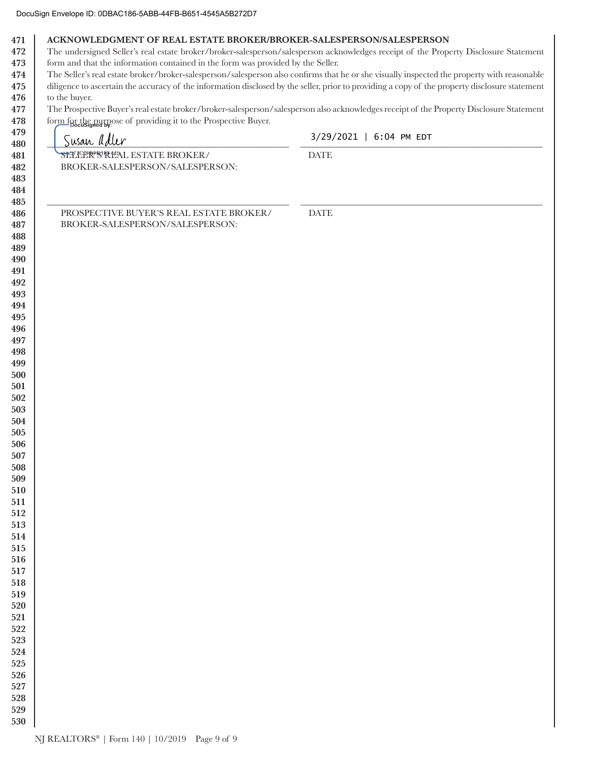## ACKNOWLEDGMENT OF REAL ESTATE BROKER/BROKER-SALESPERSON/SALESPERSON

The undersigned Seller's real estate broker/broker-salesperson/salesperson acknowledges receipt of the Property Disclosure Statement form and that the information contained in the form was provided by the Seller.

The Seller's real estate broker/broker-salesperson/salesperson also confirms that he or she visually inspected the property with reasonable diligence to ascertain the accuracy of the information disclosed by the seller, prior to providing a copy of the property disclosure statement to the buyer.

The Prospective Buyer's real estate broker/broker-salesperson/salesperson also acknowledges receipt of the Property Disclosure Statement form for the purpose of providing it to the Prospective Buyer.

DocuSigned by: Susan Adler — 3/29/2021 | 6:04 PM EDT

| | |
|---|---|
| SELLER'S REAL ESTATE BROKER/ BROKER-SALESPERSON/SALESPERSON: | DATE |

______________________________ ______________________________

| | |
|---|---|
| PROSPECTIVE BUYER'S REAL ESTATE BROKER/ BROKER-SALESPERSON/SALESPERSON: | DATE |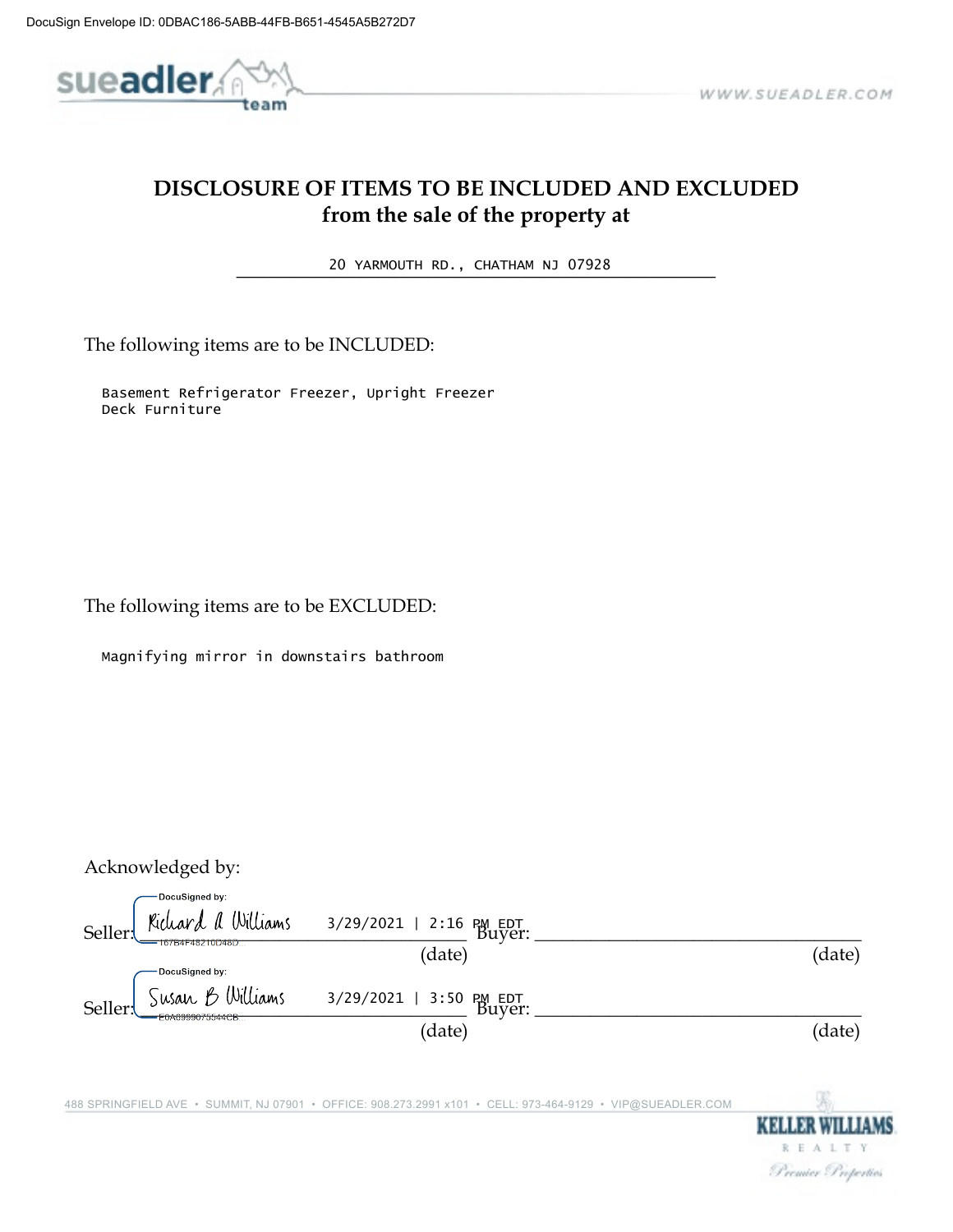DocuSign Envelope ID: 0DBAC186-5ABB-44FB-B651-4545A5B272D7

sueadler team WWW.SUEADLER.COM

# DISCLOSURE OF ITEMS TO BE INCLUDED AND EXCLUDED
## from the sale of the property at

20 YARMOUTH RD., CHATHAM NJ 07928

The following items are to be INCLUDED:

Basement Refrigerator Freezer, Upright Freezer
Deck Furniture

The following items are to be EXCLUDED:

Magnifying mirror in downstairs bathroom

Acknowledged by:

Seller: DocuSigned by: Richard A Williams 167B4F48210D48D... 3/29/2021 | 2:16 PM EDT (date) Buyer: ____________________ (date)

Seller: DocuSigned by: Susan B Williams E0A69990755 44CB... 3/29/2021 | 3:50 PM EDT (date) Buyer: ____________________ (date)

488 SPRINGFIELD AVE • SUMMIT, NJ 07901 • OFFICE: 908.273.2991 x101 • CELL: 973-464-9129 • VIP@SUEADLER.COM

KELLER WILLIAMS REALTY Premier Properties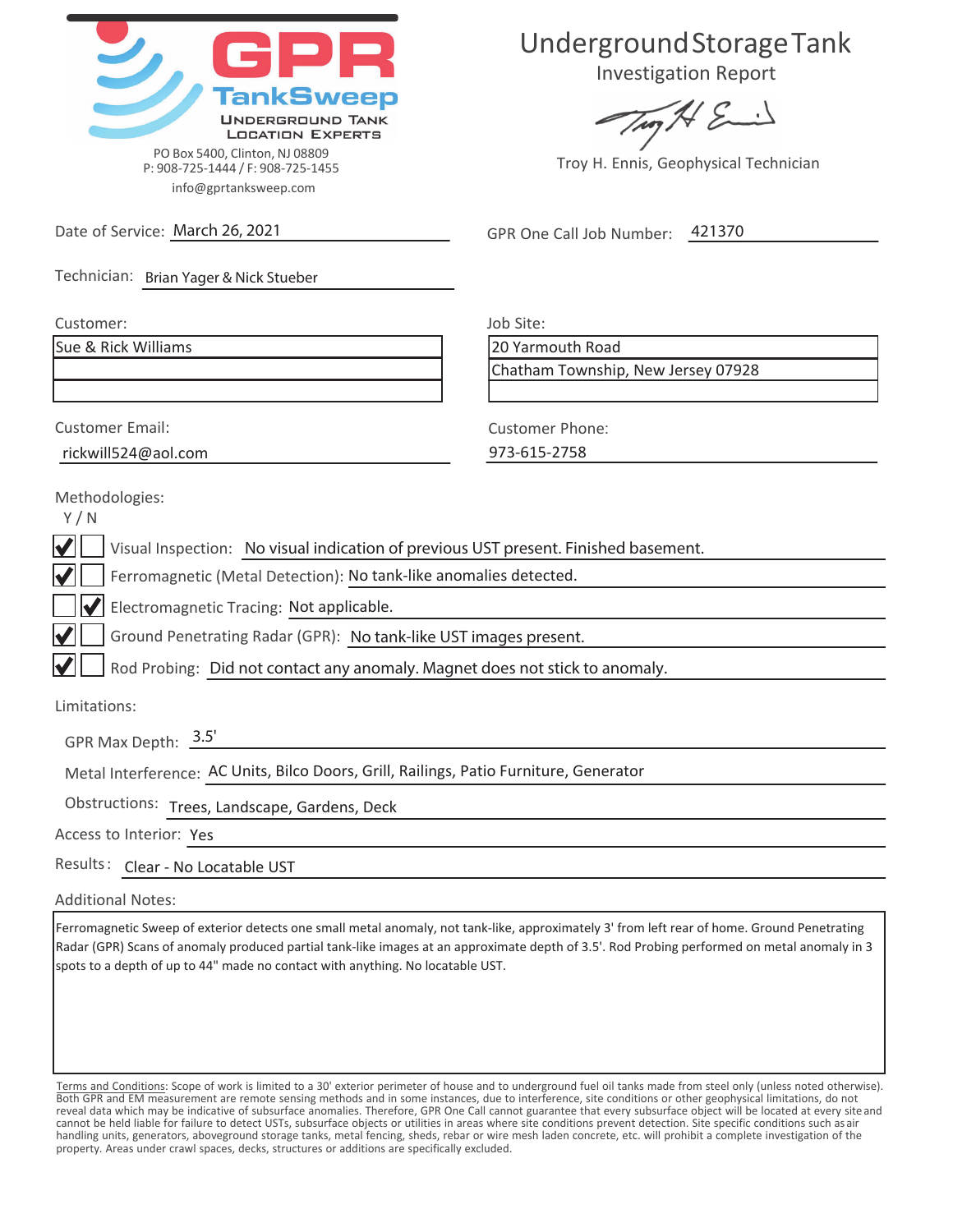GPR TankSweep
UNDERGROUND TANK LOCATION EXPERTS

PO Box 5400, Clinton, NJ 08809
P: 908-725-1444 / F: 908-725-1455
info@gprtanksweep.com

# Underground Storage Tank
## Investigation Report

Troy H. Ennis, Geophysical Technician

Date of Service: March 26, 2021

GPR One Call Job Number: 421370

Technician: Brian Yager & Nick Stueber

Customer:
Sue & Rick Williams

Job Site:
20 Yarmouth Road
Chatham Township, New Jersey 07928

Customer Email: rickwill524@aol.com

Customer Phone: 973-615-2758

Methodologies:

| Y | N | Method | Result |
|---|---|---|---|
| ✓ | | Visual Inspection: | No visual indication of previous UST present. Finished basement. |
| ✓ | | Ferromagnetic (Metal Detection): | No tank-like anomalies detected. |
| | ✓ | Electromagnetic Tracing: | Not applicable. |
| ✓ | | Ground Penetrating Radar (GPR): | No tank-like UST images present. |
| ✓ | | Rod Probing: | Did not contact any anomaly. Magnet does not stick to anomaly. |

Limitations:

GPR Max Depth: 3.5'

Metal Interference: AC Units, Bilco Doors, Grill, Railings, Patio Furniture, Generator

Obstructions: Trees, Landscape, Gardens, Deck

Access to Interior: Yes

Results: Clear - No Locatable UST

Additional Notes:

Ferromagnetic Sweep of exterior detects one small metal anomaly, not tank-like, approximately 3' from left rear of home. Ground Penetrating Radar (GPR) Scans of anomaly produced partial tank-like images at an approximate depth of 3.5'. Rod Probing performed on metal anomaly in 3 spots to a depth of up to 44" made no contact with anything. No locatable UST.

Terms and Conditions: Scope of work is limited to a 30' exterior perimeter of house and to underground fuel oil tanks made from steel only (unless noted otherwise). Both GPR and EM measurement are remote sensing methods and in some instances, due to interference, site conditions or other geophysical limitations, do not reveal data which may be indicative of subsurface anomalies. Therefore, GPR One Call cannot guarantee that every subsurface object will be located at every site and cannot be held liable for failure to detect USTs, subsurface objects or utilities in areas where site conditions prevent detection. Site specific conditions such as air handling units, generators, aboveground storage tanks, metal fencing, sheds, rebar or wire mesh laden concrete, etc. will prohibit a complete investigation of the property. Areas under crawl spaces, decks, structures or additions are specifically excluded.